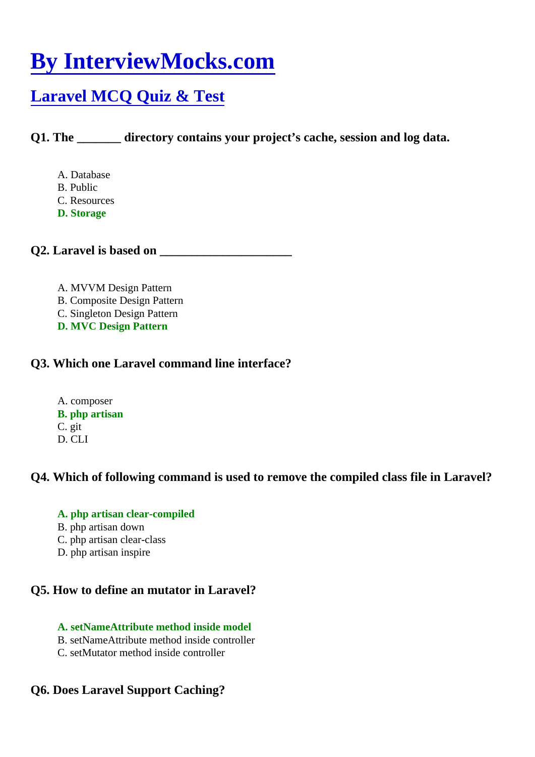# By InterviewMocks.com

## Laravel MCQ Quiz & Test

### Q1. The _______ directory contains your project's cache, session and log data.

A. Database
B. Public
C. Resources
**D. Storage**

### Q2. Laravel is based on ____________________

A. MVVM Design Pattern
B. Composite Design Pattern
C. Singleton Design Pattern
**D. MVC Design Pattern**

### Q3. Which one Laravel command line interface?

A. composer
**B. php artisan**
C. git
D. CLI

### Q4. Which of following command is used to remove the compiled class file in Laravel?

**A. php artisan clear-compiled**
B. php artisan down
C. php artisan clear-class
D. php artisan inspire

### Q5. How to define an mutator in Laravel?

**A. setNameAttribute method inside model**
B. setNameAttribute method inside controller
C. setMutator method inside controller

### Q6. Does Laravel Support Caching?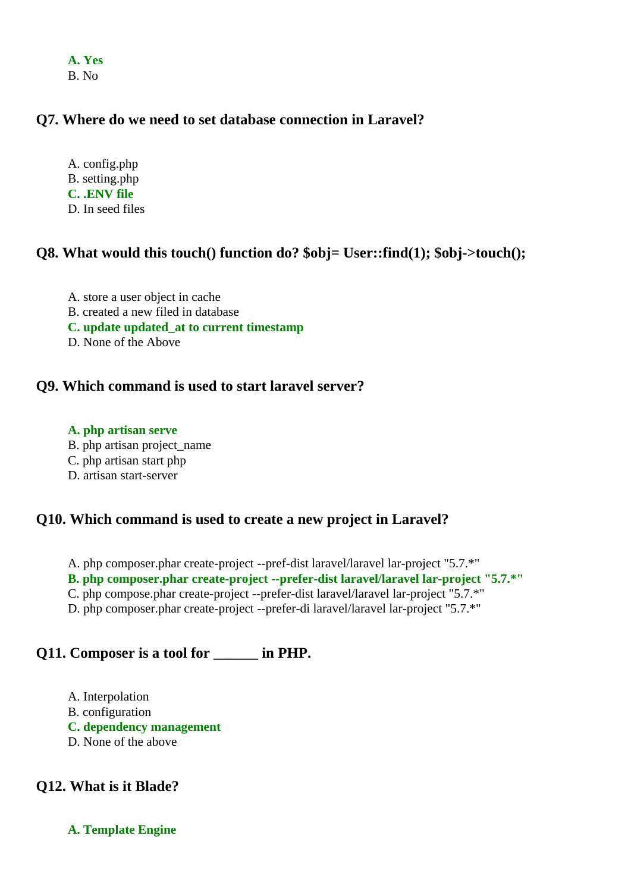**A. Yes**
B. No

### Q7. Where do we need to set database connection in Laravel?

A. config.php
B. setting.php
**C. .ENV file**
D. In seed files

### Q8. What would this touch() function do? $obj= User::find(1); $obj->touch();

A. store a user object in cache
B. created a new filed in database
**C. update updated_at to current timestamp**
D. None of the Above

### Q9. Which command is used to start laravel server?

**A. php artisan serve**
B. php artisan project_name
C. php artisan start php
D. artisan start-server

### Q10. Which command is used to create a new project in Laravel?

A. php composer.phar create-project --pref-dist laravel/laravel lar-project "5.7.*"
**B. php composer.phar create-project --prefer-dist laravel/laravel lar-project "5.7.*"**
C. php compose.phar create-project --prefer-dist laravel/laravel lar-project "5.7.*"
D. php composer.phar create-project --prefer-di laravel/laravel lar-project "5.7.*"

### Q11. Composer is a tool for ______ in PHP.

A. Interpolation
B. configuration
**C. dependency management**
D. None of the above

### Q12. What is it Blade?

**A. Template Engine**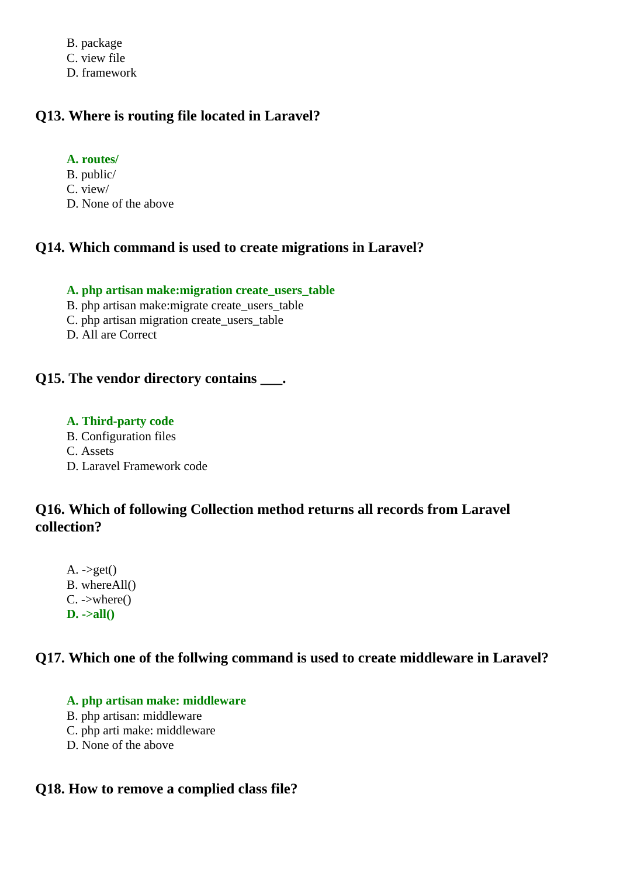B. package
C. view file
D. framework

**Q13. Where is routing file located in Laravel?**

**A. routes/**
B. public/
C. view/
D. None of the above

**Q14. Which command is used to create migrations in Laravel?**

**A. php artisan make:migration create_users_table**
B. php artisan make:migrate create_users_table
C. php artisan migration create_users_table
D. All are Correct

**Q15. The vendor directory contains ___.**

**A. Third-party code**
B. Configuration files
C. Assets
D. Laravel Framework code

**Q16. Which of following Collection method returns all records from Laravel collection?**

A. ->get()
B. whereAll()
C. ->where()
**D. ->all()**

**Q17. Which one of the follwing command is used to create middleware in Laravel?**

**A. php artisan make: middleware**
B. php artisan: middleware
C. php arti make: middleware
D. None of the above

**Q18. How to remove a complied class file?**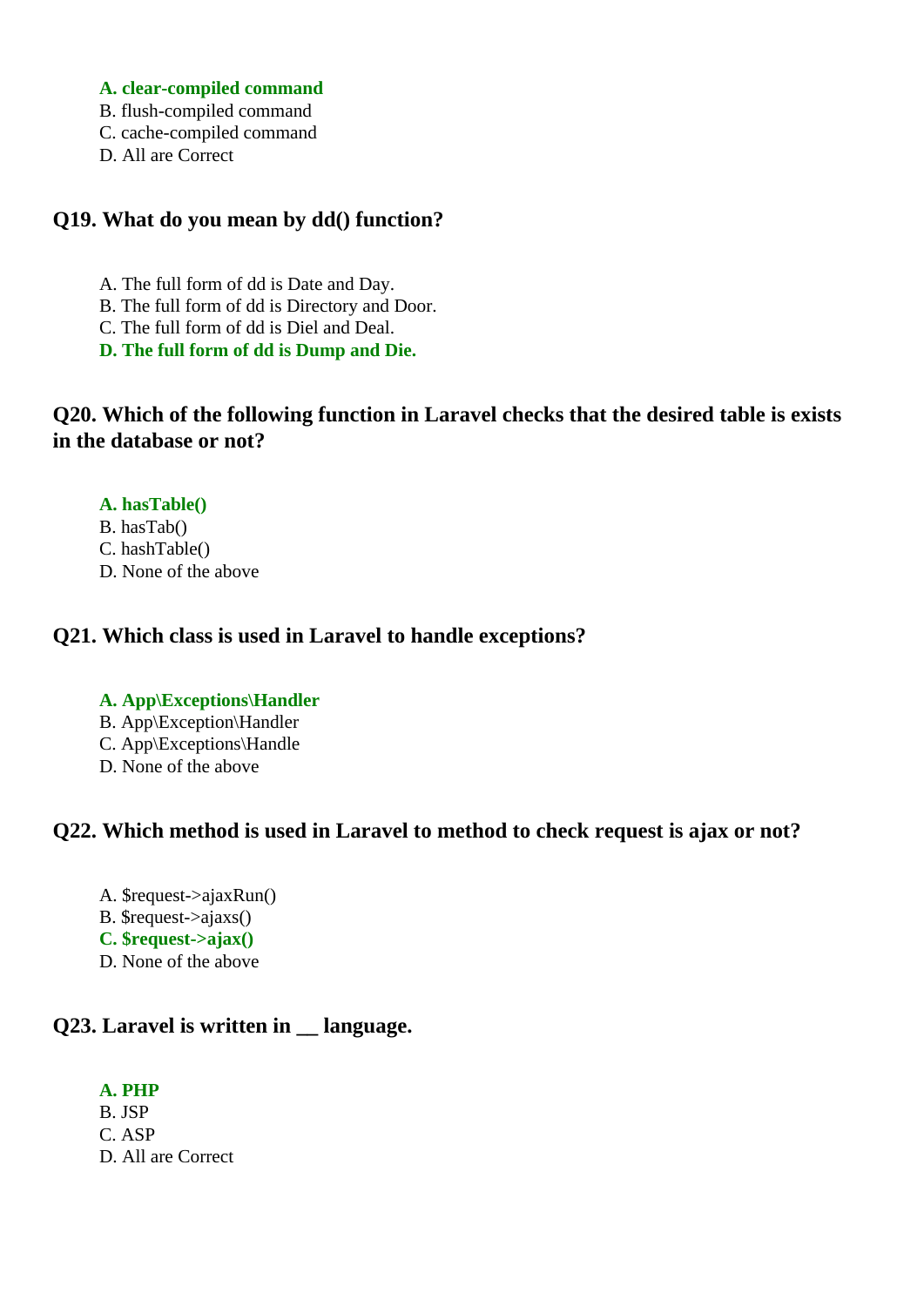**A. clear-compiled command**
B. flush-compiled command
C. cache-compiled command
D. All are Correct

### Q19. What do you mean by dd() function?

A. The full form of dd is Date and Day.
B. The full form of dd is Directory and Door.
C. The full form of dd is Diel and Deal.
**D. The full form of dd is Dump and Die.**

### Q20. Which of the following function in Laravel checks that the desired table is exists in the database or not?

**A. hasTable()**
B. hasTab()
C. hashTable()
D. None of the above

### Q21. Which class is used in Laravel to handle exceptions?

**A. App\Exceptions\Handler**
B. App\Exception\Handler
C. App\Exceptions\Handle
D. None of the above

### Q22. Which method is used in Laravel to method to check request is ajax or not?

A. $request->ajaxRun()
B. $request->ajaxs()
**C. $request->ajax()**
D. None of the above

### Q23. Laravel is written in __ language.

**A. PHP**
B. JSP
C. ASP
D. All are Correct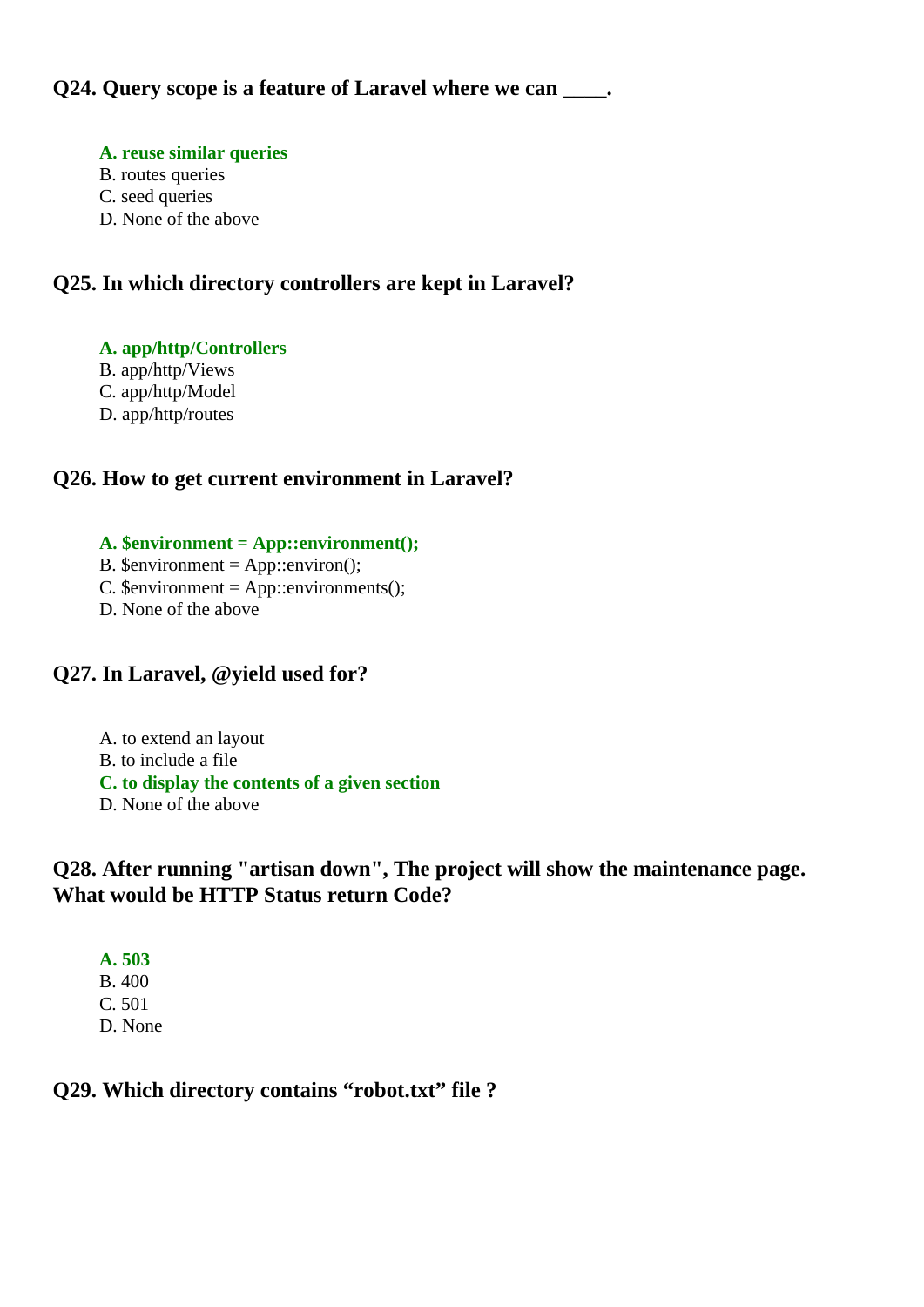### Q24. Query scope is a feature of Laravel where we can ____.

- **A. reuse similar queries**
- B. routes queries
- C. seed queries
- D. None of the above

### Q25. In which directory controllers are kept in Laravel?

- **A. app/http/Controllers**
- B. app/http/Views
- C. app/http/Model
- D. app/http/routes

### Q26. How to get current environment in Laravel?

- **A. $environment = App::environment();**
- B. $environment = App::environ();
- C. $environment = App::environments();
- D. None of the above

### Q27. In Laravel, @yield used for?

- A. to extend an layout
- B. to include a file
- **C. to display the contents of a given section**
- D. None of the above

### Q28. After running "artisan down", The project will show the maintenance page. What would be HTTP Status return Code?

- **A. 503**
- B. 400
- C. 501
- D. None

### Q29. Which directory contains “robot.txt” file ?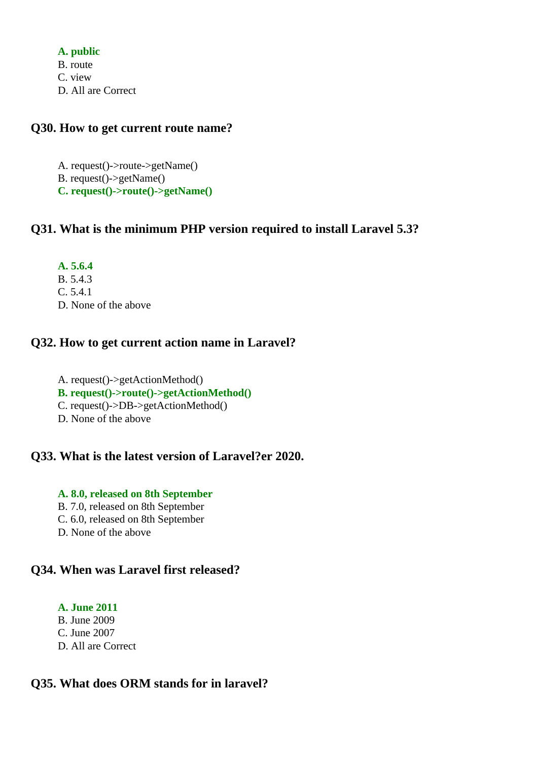**A. public**
B. route
C. view
D. All are Correct

### Q30. How to get current route name?

A. request()->route->getName()
B. request()->getName()
**C. request()->route()->getName()**

### Q31. What is the minimum PHP version required to install Laravel 5.3?

**A. 5.6.4**
B. 5.4.3
C. 5.4.1
D. None of the above

### Q32. How to get current action name in Laravel?

A. request()->getActionMethod()
**B. request()->route()->getActionMethod()**
C. request()->DB->getActionMethod()
D. None of the above

### Q33. What is the latest version of Laravel?er 2020.

**A. 8.0, released on 8th September**
B. 7.0, released on 8th September
C. 6.0, released on 8th September
D. None of the above

### Q34. When was Laravel first released?

**A. June 2011**
B. June 2009
C. June 2007
D. All are Correct

### Q35. What does ORM stands for in laravel?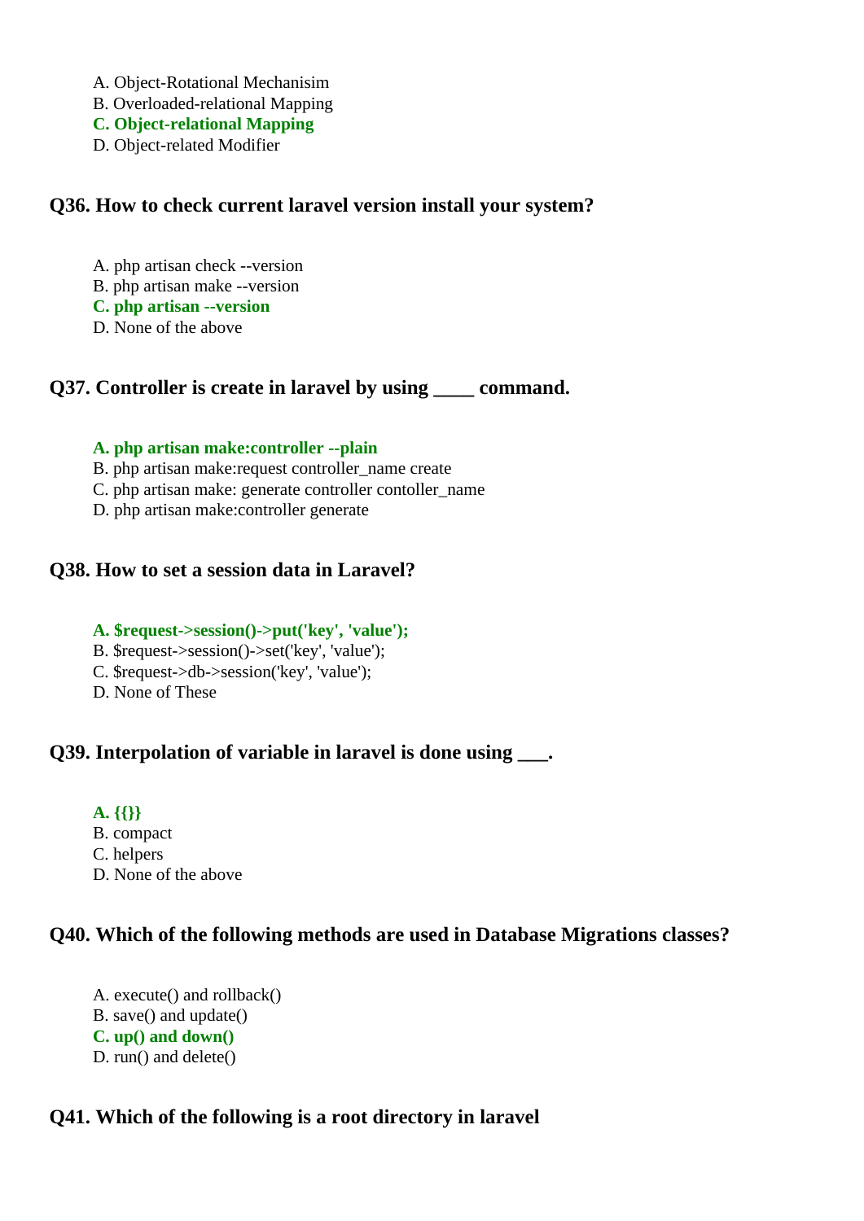A. Object-Rotational Mechanisim
B. Overloaded-relational Mapping
**C. Object-relational Mapping**
D. Object-related Modifier

### Q36. How to check current laravel version install your system?

A. php artisan check --version
B. php artisan make --version
**C. php artisan --version**
D. None of the above

### Q37. Controller is create in laravel by using ____ command.

**A. php artisan make:controller --plain**
B. php artisan make:request controller_name create
C. php artisan make: generate controller contoller_name
D. php artisan make:controller generate

### Q38. How to set a session data in Laravel?

**A. $request->session()->put('key', 'value');**
B. $request->session()->set('key', 'value');
C. $request->db->session('key', 'value');
D. None of These

### Q39. Interpolation of variable in laravel is done using ___.

**A. {{}}**
B. compact
C. helpers
D. None of the above

### Q40. Which of the following methods are used in Database Migrations classes?

A. execute() and rollback()
B. save() and update()
**C. up() and down()**
D. run() and delete()

### Q41. Which of the following is a root directory in laravel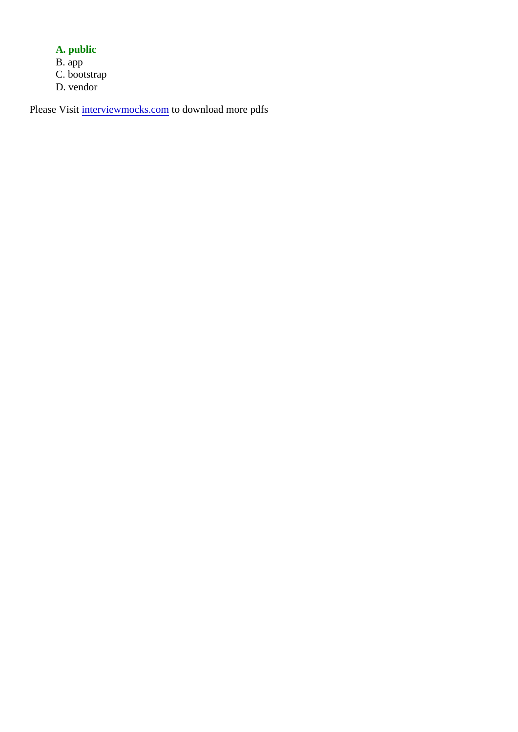**A. public**
B. app
C. bootstrap
D. vendor

Please Visit [interviewmocks.com](interviewmocks.com) to download more pdfs